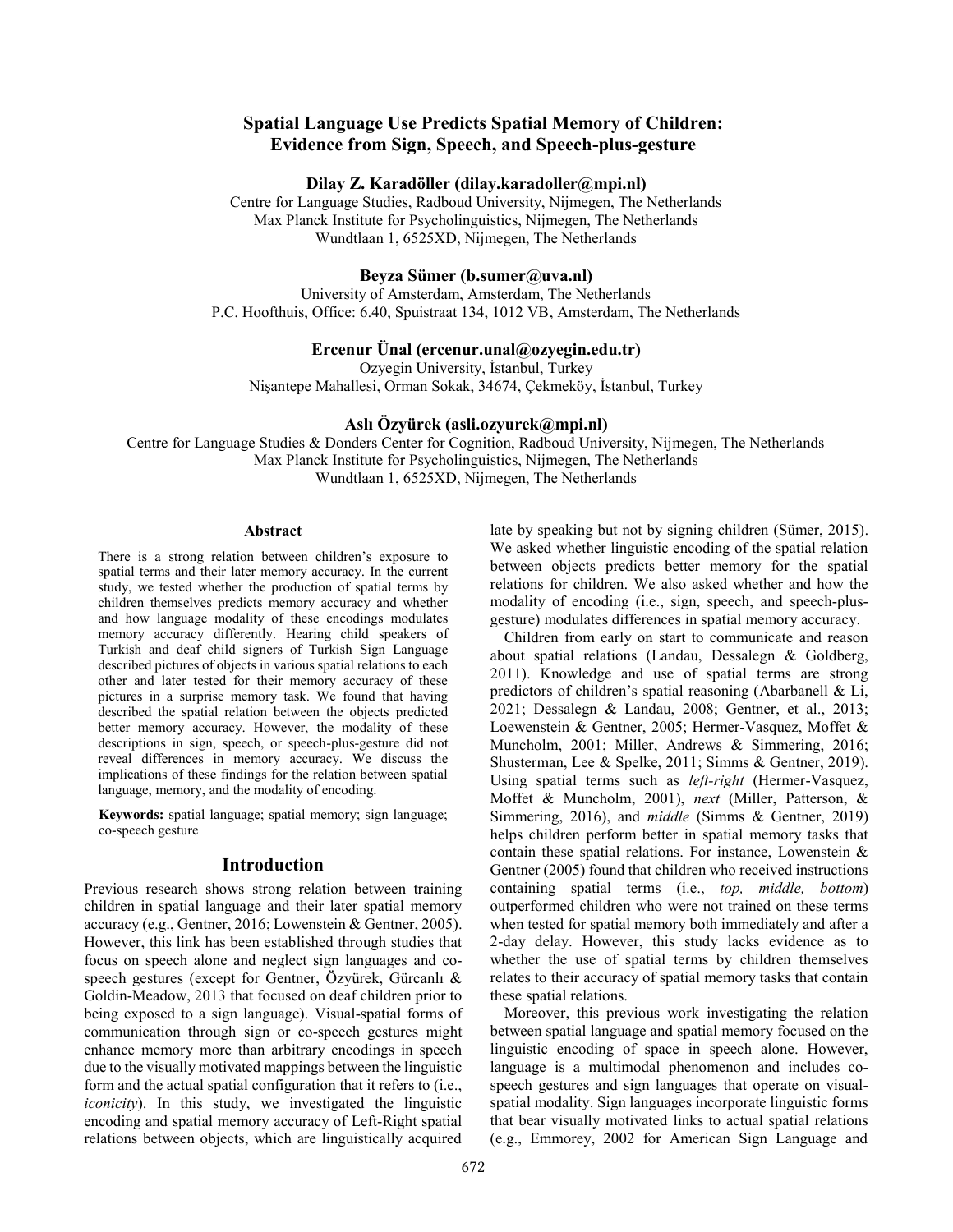# Spatial Language Use Predicts Spatial Memory of Children: Evidence from Sign, Speech, and Speech-plus-gesture

**Dilay Z. Karadöller (dilay.karadoller@mpi.nl)**
Centre for Language Studies, Radboud University, Nijmegen, The Netherlands
Max Planck Institute for Psycholinguistics, Nijmegen, The Netherlands
Wundtlaan 1, 6525XD, Nijmegen, The Netherlands

**Beyza Sümer (b.sumer@uva.nl)**
University of Amsterdam, Amsterdam, The Netherlands
P.C. Hoofthuis, Office: 6.40, Spuistraat 134, 1012 VB, Amsterdam, The Netherlands

**Ercenur Ünal (ercenur.unal@ozyegin.edu.tr)**
Ozyegin University, İstanbul, Turkey
Nişantepe Mahallesi, Orman Sokak, 34674, Çekmeköy, İstanbul, Turkey

**Aslı Özyürek (asli.ozyurek@mpi.nl)**
Centre for Language Studies & Donders Center for Cognition, Radboud University, Nijmegen, The Netherlands
Max Planck Institute for Psycholinguistics, Nijmegen, The Netherlands
Wundtlaan 1, 6525XD, Nijmegen, The Netherlands

## Abstract

There is a strong relation between children's exposure to spatial terms and their later memory accuracy. In the current study, we tested whether the production of spatial terms by children themselves predicts memory accuracy and whether and how language modality of these encodings modulates memory accuracy differently. Hearing child speakers of Turkish and deaf child signers of Turkish Sign Language described pictures of objects in various spatial relations to each other and later tested for their memory accuracy of these pictures in a surprise memory task. We found that having described the spatial relation between the objects predicted better memory accuracy. However, the modality of these descriptions in sign, speech, or speech-plus-gesture did not reveal differences in memory accuracy. We discuss the implications of these findings for the relation between spatial language, memory, and the modality of encoding.

**Keywords:** spatial language; spatial memory; sign language; co-speech gesture

## Introduction

Previous research shows strong relation between training children in spatial language and their later spatial memory accuracy (e.g., Gentner, 2016; Lowenstein & Gentner, 2005). However, this link has been established through studies that focus on speech alone and neglect sign languages and co-speech gestures (except for Gentner, Özyürek, Gürcanlı & Goldin-Meadow, 2013 that focused on deaf children prior to being exposed to a sign language). Visual-spatial forms of communication through sign or co-speech gestures might enhance memory more than arbitrary encodings in speech due to the visually motivated mappings between the linguistic form and the actual spatial configuration that it refers to (i.e., *iconicity*). In this study, we investigated the linguistic encoding and spatial memory accuracy of Left-Right spatial relations between objects, which are linguistically acquired late by speaking but not by signing children (Sümer, 2015). We asked whether linguistic encoding of the spatial relation between objects predicts better memory for the spatial relations for children. We also asked whether and how the modality of encoding (i.e., sign, speech, and speech-plus-gesture) modulates differences in spatial memory accuracy.

Children from early on start to communicate and reason about spatial relations (Landau, Dessalegn & Goldberg, 2011). Knowledge and use of spatial terms are strong predictors of children's spatial reasoning (Abarbanell & Li, 2021; Dessalegn & Landau, 2008; Gentner, et al., 2013; Loewenstein & Gentner, 2005; Hermer-Vasquez, Moffet & Muncholm, 2001; Miller, Andrews & Simmering, 2016; Shusterman, Lee & Spelke, 2011; Simms & Gentner, 2019). Using spatial terms such as *left-right* (Hermer-Vasquez, Moffet & Muncholm, 2001), *next* (Miller, Patterson, & Simmering, 2016), and *middle* (Simms & Gentner, 2019) helps children perform better in spatial memory tasks that contain these spatial relations. For instance, Lowenstein & Gentner (2005) found that children who received instructions containing spatial terms (i.e., *top, middle, bottom*) outperformed children who were not trained on these terms when tested for spatial memory both immediately and after a 2-day delay. However, this study lacks evidence as to whether the use of spatial terms by children themselves relates to their accuracy of spatial memory tasks that contain these spatial relations.

Moreover, this previous work investigating the relation between spatial language and spatial memory focused on the linguistic encoding of space in speech alone. However, language is a multimodal phenomenon and includes co-speech gestures and sign languages that operate on visual-spatial modality. Sign languages incorporate linguistic forms that bear visually motivated links to actual spatial relations (e.g., Emmorey, 2002 for American Sign Language and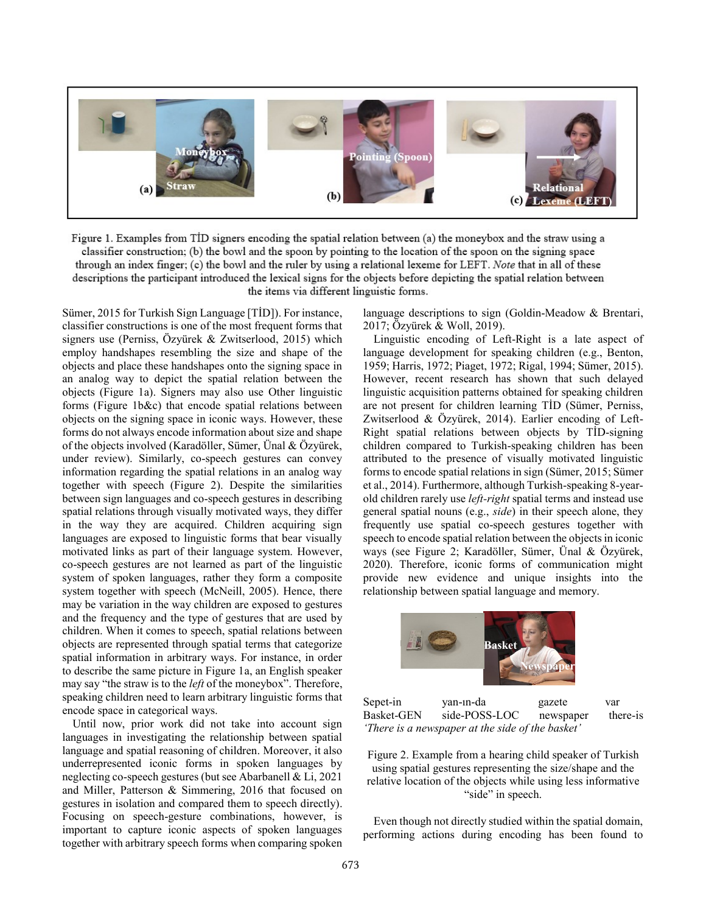Figure 1. Examples from TİD signers encoding the spatial relation between (a) the moneybox and the straw using a classifier construction; (b) the bowl and the spoon by pointing to the location of the spoon on the signing space through an index finger; (c) the bowl and the ruler by using a relational lexeme for LEFT. *Note* that in all of these descriptions the participant introduced the lexical signs for the objects before depicting the spatial relation between the items via different linguistic forms.

Sümer, 2015 for Turkish Sign Language [TİD]). For instance, classifier constructions is one of the most frequent forms that signers use (Perniss, Özyürek & Zwitserlood, 2015) which employ handshapes resembling the size and shape of the objects and place these handshapes onto the signing space in an analog way to depict the spatial relation between the objects (Figure 1a). Signers may also use Other linguistic forms (Figure 1b&c) that encode spatial relations between objects on the signing space in iconic ways. However, these forms do not always encode information about size and shape of the objects involved (Karadöller, Sümer, Ünal & Özyürek, under review). Similarly, co-speech gestures can convey information regarding the spatial relations in an analog way together with speech (Figure 2). Despite the similarities between sign languages and co-speech gestures in describing spatial relations through visually motivated ways, they differ in the way they are acquired. Children acquiring sign languages are exposed to linguistic forms that bear visually motivated links as part of their language system. However, co-speech gestures are not learned as part of the linguistic system of spoken languages, rather they form a composite system together with speech (McNeill, 2005). Hence, there may be variation in the way children are exposed to gestures and the frequency and the type of gestures that are used by children. When it comes to speech, spatial relations between objects are represented through spatial terms that categorize spatial information in arbitrary ways. For instance, in order to describe the same picture in Figure 1a, an English speaker may say "the straw is to the *left* of the moneybox". Therefore, speaking children need to learn arbitrary linguistic forms that encode space in categorical ways.

Until now, prior work did not take into account sign languages in investigating the relationship between spatial language and spatial reasoning of children. Moreover, it also underrepresented iconic forms in spoken languages by neglecting co-speech gestures (but see Abarbanell & Li, 2021 and Miller, Patterson & Simmering, 2016 that focused on gestures in isolation and compared them to speech directly). Focusing on speech-gesture combinations, however, is important to capture iconic aspects of spoken languages together with arbitrary speech forms when comparing spoken language descriptions to sign (Goldin-Meadow & Brentari, 2017; Özyürek & Woll, 2019).

Linguistic encoding of Left-Right is a late aspect of language development for speaking children (e.g., Benton, 1959; Harris, 1972; Piaget, 1972; Rigal, 1994; Sümer, 2015). However, recent research has shown that such delayed linguistic acquisition patterns obtained for speaking children are not present for children learning TİD (Sümer, Perniss, Zwitserlood & Özyürek, 2014). Earlier encoding of Left-Right spatial relations between objects by TİD-signing children compared to Turkish-speaking children has been attributed to the presence of visually motivated linguistic forms to encode spatial relations in sign (Sümer, 2015; Sümer et al., 2014). Furthermore, although Turkish-speaking 8-year-old children rarely use *left-right* spatial terms and instead use general spatial nouns (e.g., *side*) in their speech alone, they frequently use spatial co-speech gestures together with speech to encode spatial relation between the objects in iconic ways (see Figure 2; Karadöller, Sümer, Ünal & Özyürek, 2020). Therefore, iconic forms of communication might provide new evidence and unique insights into the relationship between spatial language and memory.

| Sepet-in | yan-ın-da | gazete | var |
|---|---|---|---|
| Basket-GEN | side-POSS-LOC | newspaper | there-is |

*'There is a newspaper at the side of the basket'*

Figure 2. Example from a hearing child speaker of Turkish using spatial gestures representing the size/shape and the relative location of the objects while using less informative "side" in speech.

Even though not directly studied within the spatial domain, performing actions during encoding has been found to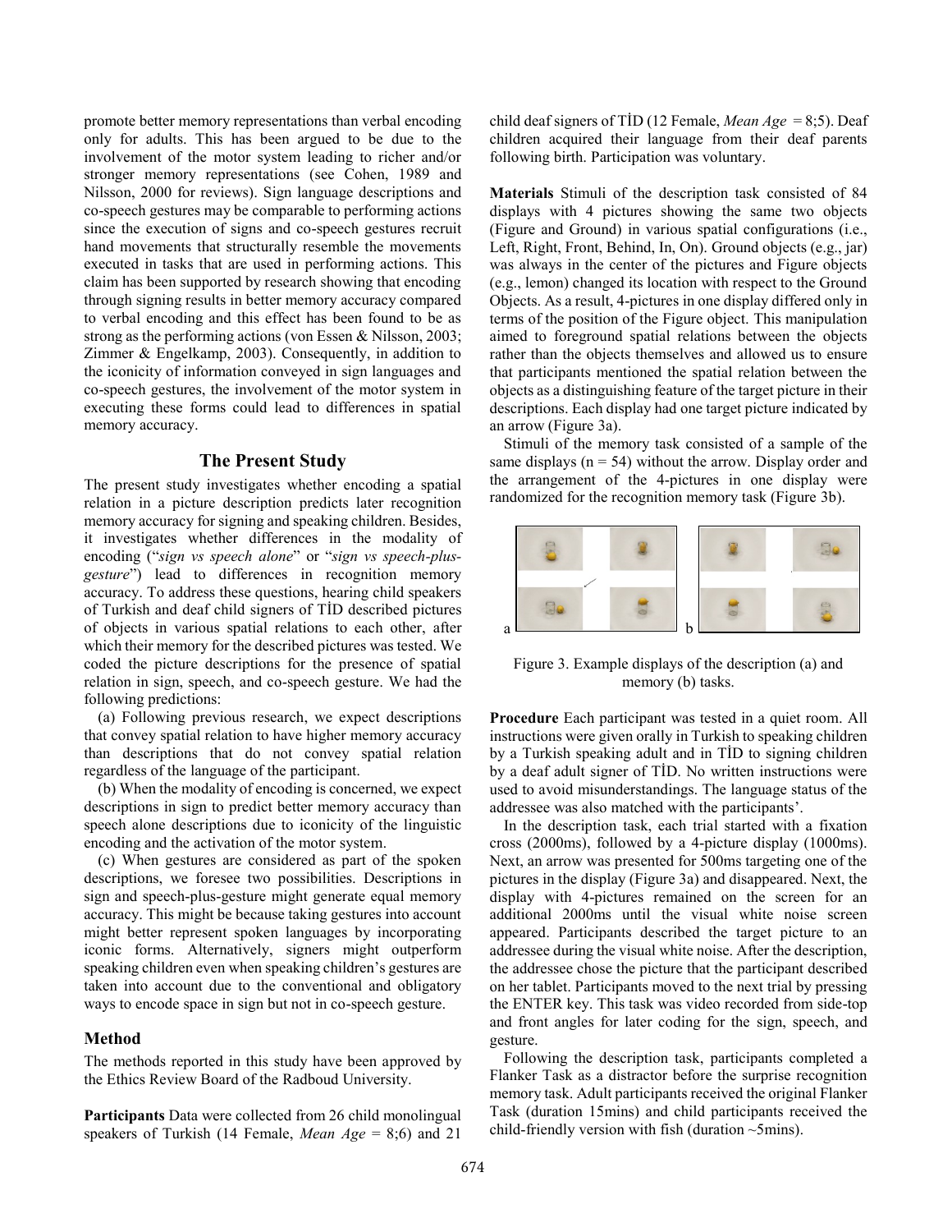promote better memory representations than verbal encoding only for adults. This has been argued to be due to the involvement of the motor system leading to richer and/or stronger memory representations (see Cohen, 1989 and Nilsson, 2000 for reviews). Sign language descriptions and co-speech gestures may be comparable to performing actions since the execution of signs and co-speech gestures recruit hand movements that structurally resemble the movements executed in tasks that are used in performing actions. This claim has been supported by research showing that encoding through signing results in better memory accuracy compared to verbal encoding and this effect has been found to be as strong as the performing actions (von Essen & Nilsson, 2003; Zimmer & Engelkamp, 2003). Consequently, in addition to the iconicity of information conveyed in sign languages and co-speech gestures, the involvement of the motor system in executing these forms could lead to differences in spatial memory accuracy.

## The Present Study

The present study investigates whether encoding a spatial relation in a picture description predicts later recognition memory accuracy for signing and speaking children. Besides, it investigates whether differences in the modality of encoding ("*sign vs speech alone*" or "*sign vs speech-plus-gesture*") lead to differences in recognition memory accuracy. To address these questions, hearing child speakers of Turkish and deaf child signers of TİD described pictures of objects in various spatial relations to each other, after which their memory for the described pictures was tested. We coded the picture descriptions for the presence of spatial relation in sign, speech, and co-speech gesture. We had the following predictions:

(a) Following previous research, we expect descriptions that convey spatial relation to have higher memory accuracy than descriptions that do not convey spatial relation regardless of the language of the participant.

(b) When the modality of encoding is concerned, we expect descriptions in sign to predict better memory accuracy than speech alone descriptions due to iconicity of the linguistic encoding and the activation of the motor system.

(c) When gestures are considered as part of the spoken descriptions, we foresee two possibilities. Descriptions in sign and speech-plus-gesture might generate equal memory accuracy. This might be because taking gestures into account might better represent spoken languages by incorporating iconic forms. Alternatively, signers might outperform speaking children even when speaking children's gestures are taken into account due to the conventional and obligatory ways to encode space in sign but not in co-speech gesture.

### Method

The methods reported in this study have been approved by the Ethics Review Board of the Radboud University.

**Participants** Data were collected from 26 child monolingual speakers of Turkish (14 Female, *Mean Age* = 8;6) and 21 child deaf signers of TİD (12 Female, *Mean Age* = 8;5). Deaf children acquired their language from their deaf parents following birth. Participation was voluntary.

**Materials** Stimuli of the description task consisted of 84 displays with 4 pictures showing the same two objects (Figure and Ground) in various spatial configurations (i.e., Left, Right, Front, Behind, In, On). Ground objects (e.g., jar) was always in the center of the pictures and Figure objects (e.g., lemon) changed its location with respect to the Ground Objects. As a result, 4-pictures in one display differed only in terms of the position of the Figure object. This manipulation aimed to foreground spatial relations between the objects rather than the objects themselves and allowed us to ensure that participants mentioned the spatial relation between the objects as a distinguishing feature of the target picture in their descriptions. Each display had one target picture indicated by an arrow (Figure 3a).

Stimuli of the memory task consisted of a sample of the same displays (n = 54) without the arrow. Display order and the arrangement of the 4-pictures in one display were randomized for the recognition memory task (Figure 3b).

Figure 3. Example displays of the description (a) and memory (b) tasks.

**Procedure** Each participant was tested in a quiet room. All instructions were given orally in Turkish to speaking children by a Turkish speaking adult and in TİD to signing children by a deaf adult signer of TİD. No written instructions were used to avoid misunderstandings. The language status of the addressee was also matched with the participants'.

In the description task, each trial started with a fixation cross (2000ms), followed by a 4-picture display (1000ms). Next, an arrow was presented for 500ms targeting one of the pictures in the display (Figure 3a) and disappeared. Next, the display with 4-pictures remained on the screen for an additional 2000ms until the visual white noise screen appeared. Participants described the target picture to an addressee during the visual white noise. After the description, the addressee chose the picture that the participant described on her tablet. Participants moved to the next trial by pressing the ENTER key. This task was video recorded from side-top and front angles for later coding for the sign, speech, and gesture.

Following the description task, participants completed a Flanker Task as a distractor before the surprise recognition memory task. Adult participants received the original Flanker Task (duration 15mins) and child participants received the child-friendly version with fish (duration ~5mins).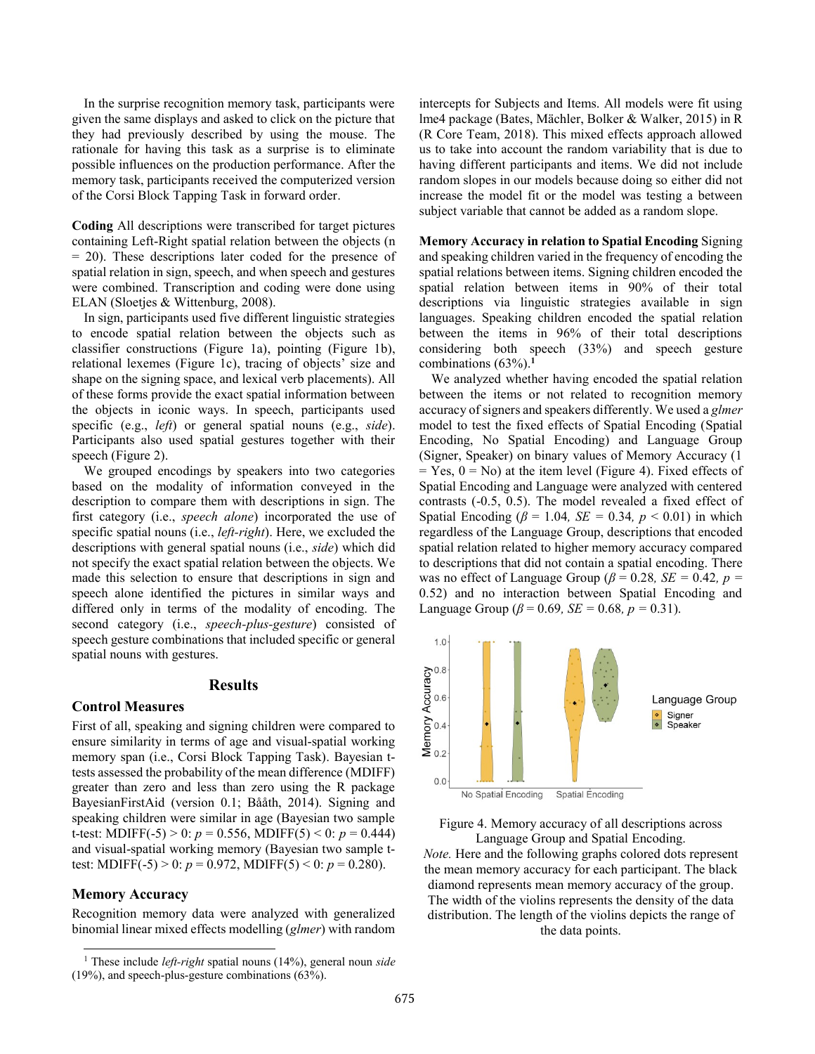In the surprise recognition memory task, participants were given the same displays and asked to click on the picture that they had previously described by using the mouse. The rationale for having this task as a surprise is to eliminate possible influences on the production performance. After the memory task, participants received the computerized version of the Corsi Block Tapping Task in forward order.

**Coding** All descriptions were transcribed for target pictures containing Left-Right spatial relation between the objects (n = 20). These descriptions later coded for the presence of spatial relation in sign, speech, and when speech and gestures were combined. Transcription and coding were done using ELAN (Sloetjes & Wittenburg, 2008).

In sign, participants used five different linguistic strategies to encode spatial relation between the objects such as classifier constructions (Figure 1a), pointing (Figure 1b), relational lexemes (Figure 1c), tracing of objects' size and shape on the signing space, and lexical verb placements). All of these forms provide the exact spatial information between the objects in iconic ways. In speech, participants used specific (e.g., *left*) or general spatial nouns (e.g., *side*). Participants also used spatial gestures together with their speech (Figure 2).

We grouped encodings by speakers into two categories based on the modality of information conveyed in the description to compare them with descriptions in sign. The first category (i.e., *speech alone*) incorporated the use of specific spatial nouns (i.e., *left-right*). Here, we excluded the descriptions with general spatial nouns (i.e., *side*) which did not specify the exact spatial relation between the objects. We made this selection to ensure that descriptions in sign and speech alone identified the pictures in similar ways and differed only in terms of the modality of encoding. The second category (i.e., *speech-plus-gesture*) consisted of speech gesture combinations that included specific or general spatial nouns with gestures.

## Results

### Control Measures

First of all, speaking and signing children were compared to ensure similarity in terms of age and visual-spatial working memory span (i.e., Corsi Block Tapping Task). Bayesian t-tests assessed the probability of the mean difference (MDIFF) greater than zero and less than zero using the R package BayesianFirstAid (version 0.1; Bååth, 2014). Signing and speaking children were similar in age (Bayesian two sample t-test: MDIFF(-5) > 0: $p = 0.556$, MDIFF(5) < 0: $p = 0.444$) and visual-spatial working memory (Bayesian two sample t-test: MDIFF(-5) > 0: $p = 0.972$, MDIFF(5) < 0: $p = 0.280$).

### Memory Accuracy

Recognition memory data were analyzed with generalized binomial linear mixed effects modelling (*glmer*) with random intercepts for Subjects and Items. All models were fit using lme4 package (Bates, Mächler, Bolker & Walker, 2015) in R (R Core Team, 2018). This mixed effects approach allowed us to take into account the random variability that is due to having different participants and items. We did not include random slopes in our models because doing so either did not increase the model fit or the model was testing a between subject variable that cannot be added as a random slope.

**Memory Accuracy in relation to Spatial Encoding** Signing and speaking children varied in the frequency of encoding the spatial relations between items. Signing children encoded the spatial relation between items in 90% of their total descriptions via linguistic strategies available in sign languages. Speaking children encoded the spatial relation between the items in 96% of their total descriptions considering both speech (33%) and speech gesture combinations (63%).[1]

We analyzed whether having encoded the spatial relation between the items or not related to recognition memory accuracy of signers and speakers differently. We used a *glmer* model to test the fixed effects of Spatial Encoding (Spatial Encoding, No Spatial Encoding) and Language Group (Signer, Speaker) on binary values of Memory Accuracy (1 = Yes, 0 = No) at the item level (Figure 4). Fixed effects of Spatial Encoding and Language were analyzed with centered contrasts (-0.5, 0.5). The model revealed a fixed effect of Spatial Encoding ($\beta = 1.04$, $SE = 0.34$, $p < 0.01$) in which regardless of the Language Group, descriptions that encoded spatial relation related to higher memory accuracy compared to descriptions that did not contain a spatial encoding. There was no effect of Language Group ($\beta = 0.28$, $SE = 0.42$, $p = 0.52$) and no interaction between Spatial Encoding and Language Group ($\beta = 0.69$, $SE = 0.68$, $p = 0.31$).

Figure 4. Memory accuracy of all descriptions across Language Group and Spatial Encoding.

*Note.* Here and the following graphs colored dots represent the mean memory accuracy for each participant. The black diamond represents mean memory accuracy of the group. The width of the violins represents the density of the data distribution. The length of the violins depicts the range of the data points.

[1] These include *left-right* spatial nouns (14%), general noun *side* (19%), and speech-plus-gesture combinations (63%).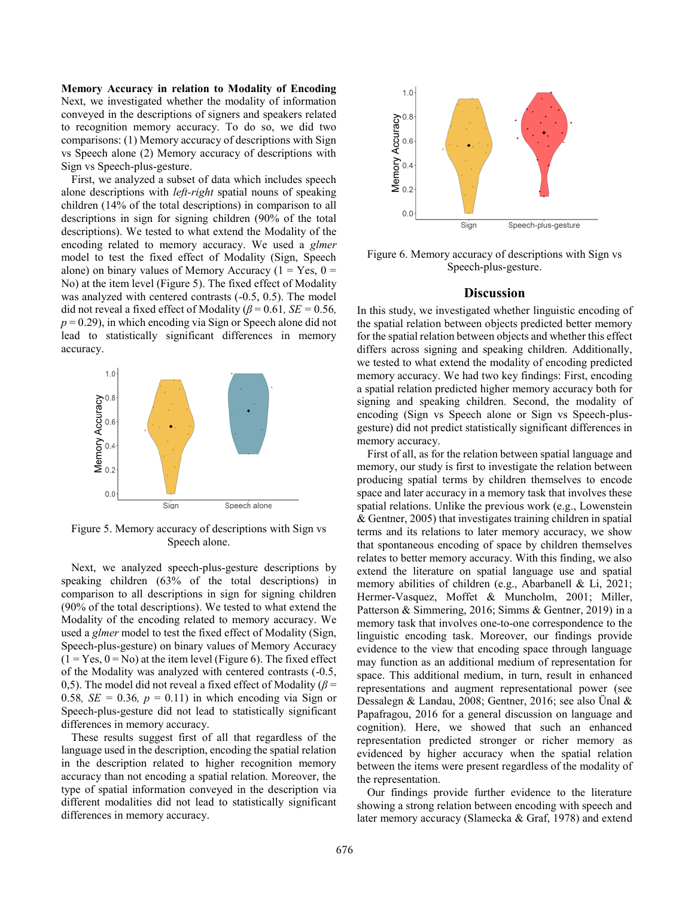**Memory Accuracy in relation to Modality of Encoding** Next, we investigated whether the modality of information conveyed in the descriptions of signers and speakers related to recognition memory accuracy. To do so, we did two comparisons: (1) Memory accuracy of descriptions with Sign vs Speech alone (2) Memory accuracy of descriptions with Sign vs Speech-plus-gesture.

First, we analyzed a subset of data which includes speech alone descriptions with *left-right* spatial nouns of speaking children (14% of the total descriptions) in comparison to all descriptions in sign for signing children (90% of the total descriptions). We tested to what extend the Modality of the encoding related to memory accuracy. We used a *glmer* model to test the fixed effect of Modality (Sign, Speech alone) on binary values of Memory Accuracy (1 = Yes, 0 = No) at the item level (Figure 5). The fixed effect of Modality was analyzed with centered contrasts (-0.5, 0.5). The model did not reveal a fixed effect of Modality ($\beta = 0.61$, $SE = 0.56$, $p = 0.29$), in which encoding via Sign or Speech alone did not lead to statistically significant differences in memory accuracy.

Figure 5. Memory accuracy of descriptions with Sign vs Speech alone.

Next, we analyzed speech-plus-gesture descriptions by speaking children (63% of the total descriptions) in comparison to all descriptions in sign for signing children (90% of the total descriptions). We tested to what extend the Modality of the encoding related to memory accuracy. We used a *glmer* model to test the fixed effect of Modality (Sign, Speech-plus-gesture) on binary values of Memory Accuracy (1 = Yes, 0 = No) at the item level (Figure 6). The fixed effect of the Modality was analyzed with centered contrasts (-0.5, 0,5). The model did not reveal a fixed effect of Modality ($\beta = 0.58$, $SE = 0.36$, $p = 0.11$) in which encoding via Sign or Speech-plus-gesture did not lead to statistically significant differences in memory accuracy.

These results suggest first of all that regardless of the language used in the description, encoding the spatial relation in the description related to higher recognition memory accuracy than not encoding a spatial relation. Moreover, the type of spatial information conveyed in the description via different modalities did not lead to statistically significant differences in memory accuracy.

Figure 6. Memory accuracy of descriptions with Sign vs Speech-plus-gesture.

## Discussion

In this study, we investigated whether linguistic encoding of the spatial relation between objects predicted better memory for the spatial relation between objects and whether this effect differs across signing and speaking children. Additionally, we tested to what extend the modality of encoding predicted memory accuracy. We had two key findings: First, encoding a spatial relation predicted higher memory accuracy both for signing and speaking children. Second, the modality of encoding (Sign vs Speech alone or Sign vs Speech-plus-gesture) did not predict statistically significant differences in memory accuracy.

First of all, as for the relation between spatial language and memory, our study is first to investigate the relation between producing spatial terms by children themselves to encode space and later accuracy in a memory task that involves these spatial relations. Unlike the previous work (e.g., Lowenstein & Gentner, 2005) that investigates training children in spatial terms and its relations to later memory accuracy, we show that spontaneous encoding of space by children themselves relates to better memory accuracy. With this finding, we also extend the literature on spatial language use and spatial memory abilities of children (e.g., Abarbanell & Li, 2021; Hermer-Vasquez, Moffet & Muncholm, 2001; Miller, Patterson & Simmering, 2016; Simms & Gentner, 2019) in a memory task that involves one-to-one correspondence to the linguistic encoding task. Moreover, our findings provide evidence to the view that encoding space through language may function as an additional medium of representation for space. This additional medium, in turn, result in enhanced representations and augment representational power (see Dessalegn & Landau, 2008; Gentner, 2016; see also Ünal & Papafragou, 2016 for a general discussion on language and cognition). Here, we showed that such an enhanced representation predicted stronger or richer memory as evidenced by higher accuracy when the spatial relation between the items were present regardless of the modality of the representation.

Our findings provide further evidence to the literature showing a strong relation between encoding with speech and later memory accuracy (Slamecka & Graf, 1978) and extend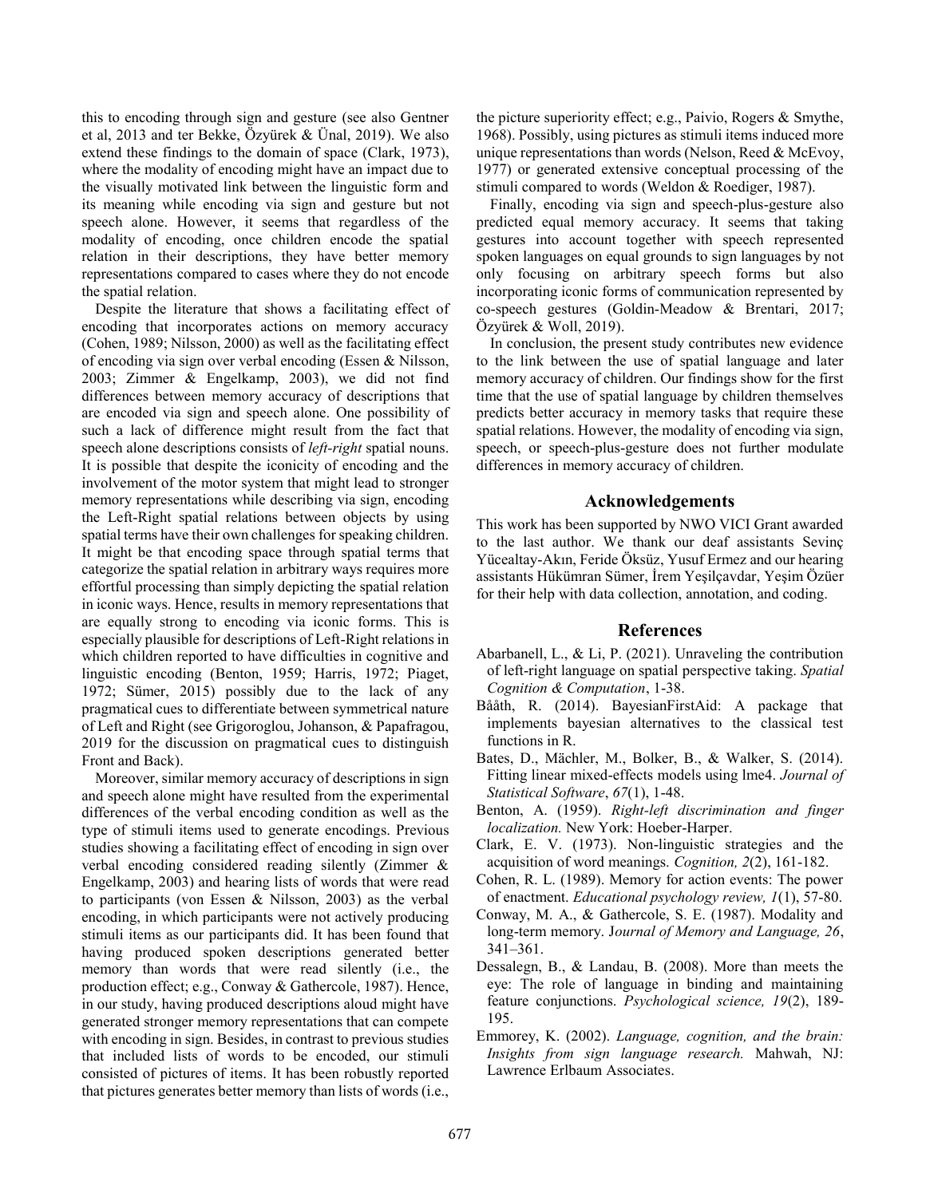this to encoding through sign and gesture (see also Gentner et al, 2013 and ter Bekke, Özyürek & Ünal, 2019). We also extend these findings to the domain of space (Clark, 1973), where the modality of encoding might have an impact due to the visually motivated link between the linguistic form and its meaning while encoding via sign and gesture but not speech alone. However, it seems that regardless of the modality of encoding, once children encode the spatial relation in their descriptions, they have better memory representations compared to cases where they do not encode the spatial relation.

Despite the literature that shows a facilitating effect of encoding that incorporates actions on memory accuracy (Cohen, 1989; Nilsson, 2000) as well as the facilitating effect of encoding via sign over verbal encoding (Essen & Nilsson, 2003; Zimmer & Engelkamp, 2003), we did not find differences between memory accuracy of descriptions that are encoded via sign and speech alone. One possibility of such a lack of difference might result from the fact that speech alone descriptions consists of *left-right* spatial nouns. It is possible that despite the iconicity of encoding and the involvement of the motor system that might lead to stronger memory representations while describing via sign, encoding the Left-Right spatial relations between objects by using spatial terms have their own challenges for speaking children. It might be that encoding space through spatial terms that categorize the spatial relation in arbitrary ways requires more effortful processing than simply depicting the spatial relation in iconic ways. Hence, results in memory representations that are equally strong to encoding via iconic forms. This is especially plausible for descriptions of Left-Right relations in which children reported to have difficulties in cognitive and linguistic encoding (Benton, 1959; Harris, 1972; Piaget, 1972; Sümer, 2015) possibly due to the lack of any pragmatical cues to differentiate between symmetrical nature of Left and Right (see Grigoroglou, Johanson, & Papafragou, 2019 for the discussion on pragmatical cues to distinguish Front and Back).

Moreover, similar memory accuracy of descriptions in sign and speech alone might have resulted from the experimental differences of the verbal encoding condition as well as the type of stimuli items used to generate encodings. Previous studies showing a facilitating effect of encoding in sign over verbal encoding considered reading silently (Zimmer & Engelkamp, 2003) and hearing lists of words that were read to participants (von Essen & Nilsson, 2003) as the verbal encoding, in which participants were not actively producing stimuli items as our participants did. It has been found that having produced spoken descriptions generated better memory than words that were read silently (i.e., the production effect; e.g., Conway & Gathercole, 1987). Hence, in our study, having produced descriptions aloud might have generated stronger memory representations that can compete with encoding in sign. Besides, in contrast to previous studies that included lists of words to be encoded, our stimuli consisted of pictures of items. It has been robustly reported that pictures generates better memory than lists of words (i.e., the picture superiority effect; e.g., Paivio, Rogers & Smythe, 1968). Possibly, using pictures as stimuli items induced more unique representations than words (Nelson, Reed & McEvoy, 1977) or generated extensive conceptual processing of the stimuli compared to words (Weldon & Roediger, 1987).

Finally, encoding via sign and speech-plus-gesture also predicted equal memory accuracy. It seems that taking gestures into account together with speech represented spoken languages on equal grounds to sign languages by not only focusing on arbitrary speech forms but also incorporating iconic forms of communication represented by co-speech gestures (Goldin-Meadow & Brentari, 2017; Özyürek & Woll, 2019).

In conclusion, the present study contributes new evidence to the link between the use of spatial language and later memory accuracy of children. Our findings show for the first time that the use of spatial language by children themselves predicts better accuracy in memory tasks that require these spatial relations. However, the modality of encoding via sign, speech, or speech-plus-gesture does not further modulate differences in memory accuracy of children.

## Acknowledgements

This work has been supported by NWO VICI Grant awarded to the last author. We thank our deaf assistants Sevinç Yücealtay-Akın, Feride Öksüz, Yusuf Ermez and our hearing assistants Hükümran Sümer, İrem Yeşilçavdar, Yeşim Özüer for their help with data collection, annotation, and coding.

## References

Abarbanell, L., & Li, P. (2021). Unraveling the contribution of left-right language on spatial perspective taking. *Spatial Cognition & Computation*, 1-38.

Bååth, R. (2014). BayesianFirstAid: A package that implements bayesian alternatives to the classical test functions in R.

Bates, D., Mächler, M., Bolker, B., & Walker, S. (2014). Fitting linear mixed-effects models using lme4. *Journal of Statistical Software*, *67*(1), 1-48.

Benton, A. (1959). *Right-left discrimination and finger localization.* New York: Hoeber-Harper.

Clark, E. V. (1973). Non-linguistic strategies and the acquisition of word meanings. *Cognition, 2*(2), 161-182.

Cohen, R. L. (1989). Memory for action events: The power of enactment. *Educational psychology review, 1*(1), 57-80.

Conway, M. A., & Gathercole, S. E. (1987). Modality and long-term memory. J*ournal of Memory and Language, 26*, 341–361.

Dessalegn, B., & Landau, B. (2008). More than meets the eye: The role of language in binding and maintaining feature conjunctions. *Psychological science, 19*(2), 189-195.

Emmorey, K. (2002). *Language, cognition, and the brain: Insights from sign language research.* Mahwah, NJ: Lawrence Erlbaum Associates.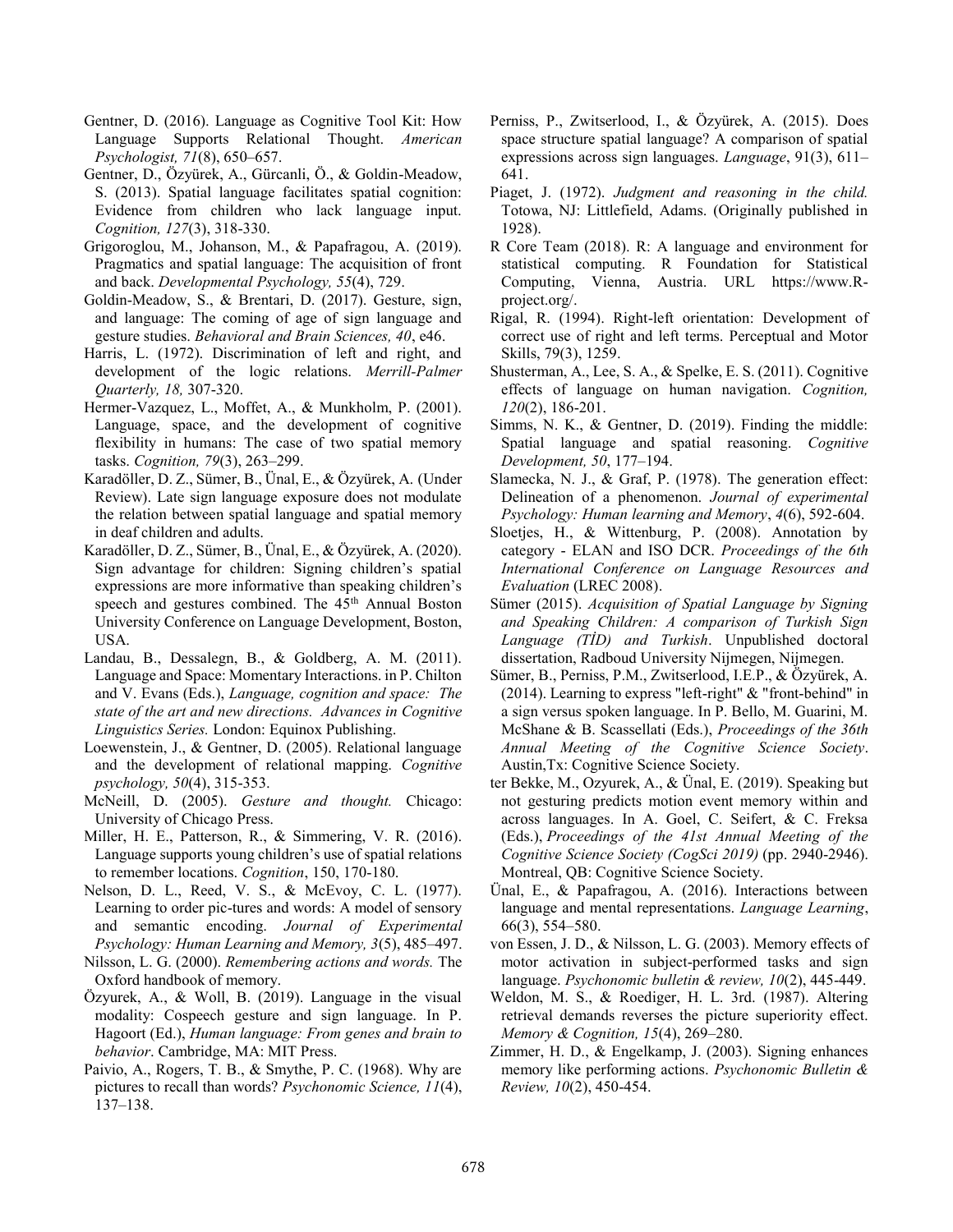Gentner, D. (2016). Language as Cognitive Tool Kit: How Language Supports Relational Thought. *American Psychologist, 71*(8), 650–657.

Gentner, D., Özyürek, A., Gürcanli, Ö., & Goldin-Meadow, S. (2013). Spatial language facilitates spatial cognition: Evidence from children who lack language input. *Cognition, 127*(3), 318-330.

Grigoroglou, M., Johanson, M., & Papafragou, A. (2019). Pragmatics and spatial language: The acquisition of front and back. *Developmental Psychology, 55*(4), 729.

Goldin-Meadow, S., & Brentari, D. (2017). Gesture, sign, and language: The coming of age of sign language and gesture studies. *Behavioral and Brain Sciences, 40*, e46.

Harris, L. (1972). Discrimination of left and right, and development of the logic relations. *Merrill-Palmer Quarterly, 18,* 307-320.

Hermer-Vazquez, L., Moffet, A., & Munkholm, P. (2001). Language, space, and the development of cognitive flexibility in humans: The case of two spatial memory tasks. *Cognition, 79*(3), 263–299.

Karadöller, D. Z., Sümer, B., Ünal, E., & Özyürek, A. (Under Review). Late sign language exposure does not modulate the relation between spatial language and spatial memory in deaf children and adults.

Karadöller, D. Z., Sümer, B., Ünal, E., & Özyürek, A. (2020). Sign advantage for children: Signing children's spatial expressions are more informative than speaking children's speech and gestures combined. The 45th Annual Boston University Conference on Language Development, Boston, USA.

Landau, B., Dessalegn, B., & Goldberg, A. M. (2011). Language and Space: Momentary Interactions. in P. Chilton and V. Evans (Eds.), *Language, cognition and space: The state of the art and new directions. Advances in Cognitive Linguistics Series.* London: Equinox Publishing.

Loewenstein, J., & Gentner, D. (2005). Relational language and the development of relational mapping. *Cognitive psychology, 50*(4), 315-353.

McNeill, D. (2005). *Gesture and thought.* Chicago: University of Chicago Press.

Miller, H. E., Patterson, R., & Simmering, V. R. (2016). Language supports young children's use of spatial relations to remember locations. *Cognition*, 150, 170-180.

Nelson, D. L., Reed, V. S., & McEvoy, C. L. (1977). Learning to order pic-tures and words: A model of sensory and semantic encoding. *Journal of Experimental Psychology: Human Learning and Memory, 3*(5), 485–497.

Nilsson, L. G. (2000). *Remembering actions and words.* The Oxford handbook of memory.

Özyurek, A., & Woll, B. (2019). Language in the visual modality: Cospeech gesture and sign language. In P. Hagoort (Ed.), *Human language: From genes and brain to behavior*. Cambridge, MA: MIT Press.

Paivio, A., Rogers, T. B., & Smythe, P. C. (1968). Why are pictures to recall than words? *Psychonomic Science, 11*(4), 137–138.

Perniss, P., Zwitserlood, I., & Özyürek, A. (2015). Does space structure spatial language? A comparison of spatial expressions across sign languages. *Language*, 91(3), 611–641.

Piaget, J. (1972). *Judgment and reasoning in the child.* Totowa, NJ: Littlefield, Adams. (Originally published in 1928).

R Core Team (2018). R: A language and environment for statistical computing. R Foundation for Statistical Computing, Vienna, Austria. URL https://www.R-project.org/.

Rigal, R. (1994). Right-left orientation: Development of correct use of right and left terms. Perceptual and Motor Skills, 79(3), 1259.

Shusterman, A., Lee, S. A., & Spelke, E. S. (2011). Cognitive effects of language on human navigation. *Cognition, 120*(2), 186-201.

Simms, N. K., & Gentner, D. (2019). Finding the middle: Spatial language and spatial reasoning. *Cognitive Development, 50*, 177–194.

Slamecka, N. J., & Graf, P. (1978). The generation effect: Delineation of a phenomenon. *Journal of experimental Psychology: Human learning and Memory*, *4*(6), 592-604.

Sloetjes, H., & Wittenburg, P. (2008). Annotation by category - ELAN and ISO DCR. *Proceedings of the 6th International Conference on Language Resources and Evaluation* (LREC 2008).

Sümer (2015). *Acquisition of Spatial Language by Signing and Speaking Children: A comparison of Turkish Sign Language (TİD) and Turkish*. Unpublished doctoral dissertation, Radboud University Nijmegen, Nijmegen.

Sümer, B., Perniss, P.M., Zwitserlood, I.E.P., & Özyürek, A. (2014). Learning to express "left-right" & "front-behind" in a sign versus spoken language. In P. Bello, M. Guarini, M. McShane & B. Scassellati (Eds.), *Proceedings of the 36th Annual Meeting of the Cognitive Science Society*. Austin,Tx: Cognitive Science Society.

ter Bekke, M., Ozyurek, A., & Ünal, E. (2019). Speaking but not gesturing predicts motion event memory within and across languages. In A. Goel, C. Seifert, & C. Freksa (Eds.), *Proceedings of the 41st Annual Meeting of the Cognitive Science Society (CogSci 2019)* (pp. 2940-2946). Montreal, QB: Cognitive Science Society.

Ünal, E., & Papafragou, A. (2016). Interactions between language and mental representations. *Language Learning*, 66(3), 554–580.

von Essen, J. D., & Nilsson, L. G. (2003). Memory effects of motor activation in subject-performed tasks and sign language. *Psychonomic bulletin & review, 10*(2), 445-449.

Weldon, M. S., & Roediger, H. L. 3rd. (1987). Altering retrieval demands reverses the picture superiority effect. *Memory & Cognition, 15*(4), 269–280.

Zimmer, H. D., & Engelkamp, J. (2003). Signing enhances memory like performing actions. *Psychonomic Bulletin & Review, 10*(2), 450-454.